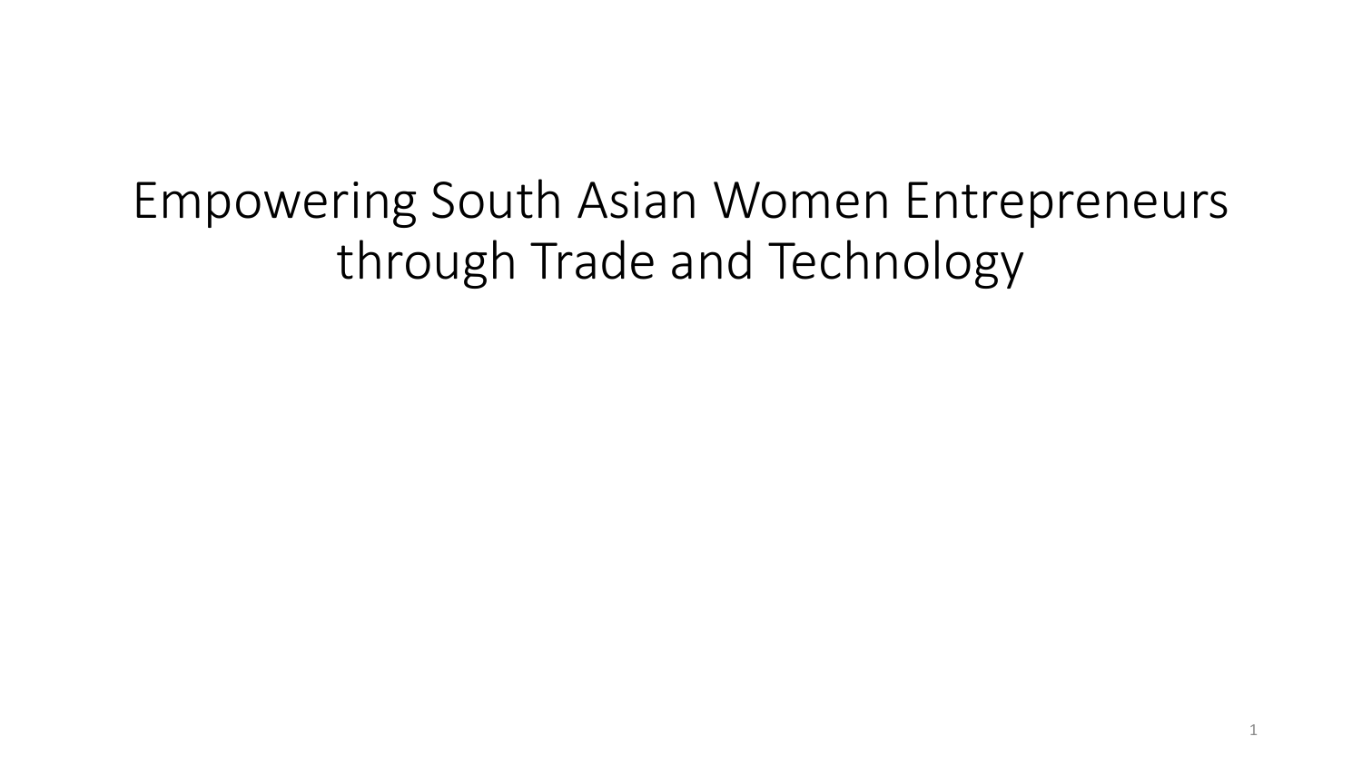# Empowering South Asian Women Entrepreneurs through Trade and Technology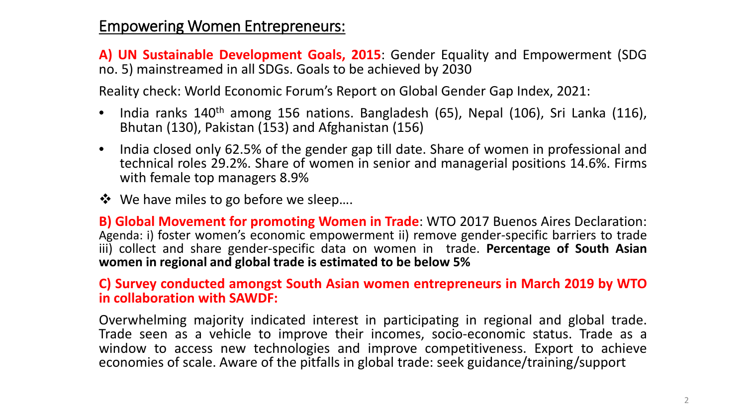## Empowering Women Entrepreneurs:

**A) UN Sustainable Development Goals, 2015**: Gender Equality and Empowerment (SDG no. 5) mainstreamed in all SDGs. Goals to be achieved by 2030

Reality check: World Economic Forum's Report on Global Gender Gap Index, 2021:

- India ranks 140th among 156 nations. Bangladesh (65), Nepal (106), Sri Lanka (116), Bhutan (130), Pakistan (153) and Afghanistan (156)
- India closed only 62.5% of the gender gap till date. Share of women in professional and technical roles 29.2%. Share of women in senior and managerial positions 14.6%. Firms with female top managers 8.9%

❖ We have miles to go before we sleep….

**B) Global Movement for promoting Women in Trade**: WTO 2017 Buenos Aires Declaration: Agenda: i) foster women's economic empowerment ii) remove gender-specific barriers to trade iii) collect and share gender-specific data on women in trade. **Percentage of South Asian women in regional and global trade is estimated to be below 5%**

**C) Survey conducted amongst South Asian women entrepreneurs in March 2019 by WTO in collaboration with SAWDF:**

Overwhelming majority indicated interest in participating in regional and global trade. Trade seen as a vehicle to improve their incomes, socio-economic status. Trade as a window to access new technologies and improve competitiveness. Export to achieve economies of scale. Aware of the pitfalls in global trade: seek guidance/training/support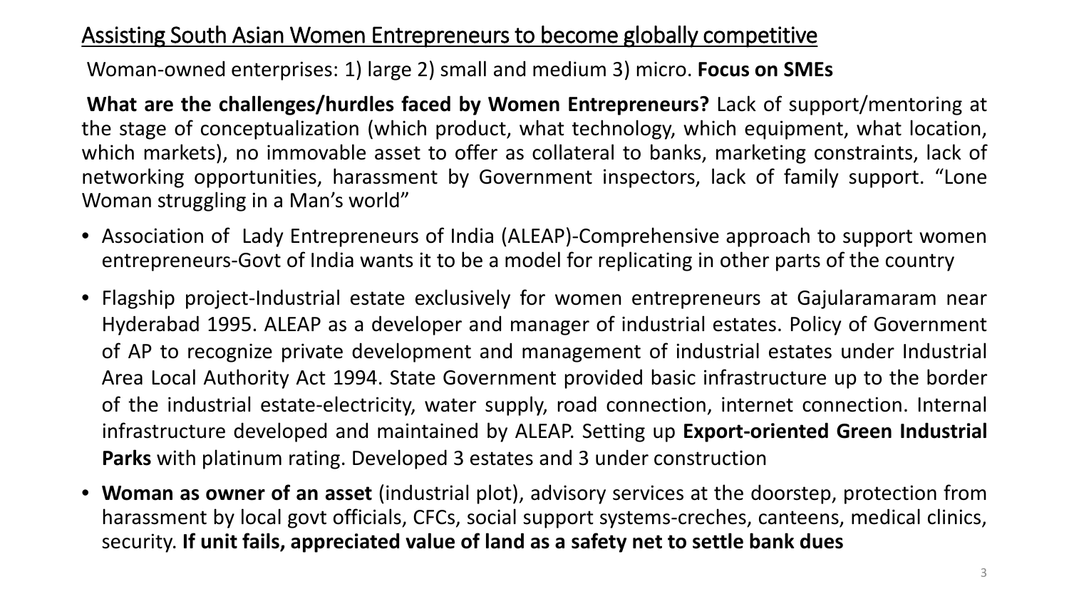## Assisting South Asian Women Entrepreneurs to become globally competitive

Woman-owned enterprises: 1) large 2) small and medium 3) micro. **Focus on SMEs**

**What are the challenges/hurdles faced by Women Entrepreneurs?** Lack of support/mentoring at the stage of conceptualization (which product, what technology, which equipment, what location, which markets), no immovable asset to offer as collateral to banks, marketing constraints, lack of networking opportunities, harassment by Government inspectors, lack of family support. "Lone Woman struggling in a Man's world"

- Association of Lady Entrepreneurs of India (ALEAP)-Comprehensive approach to support women entrepreneurs-Govt of India wants it to be a model for replicating in other parts of the country
- Flagship project-Industrial estate exclusively for women entrepreneurs at Gajularamaram near Hyderabad 1995. ALEAP as a developer and manager of industrial estates. Policy of Government of AP to recognize private development and management of industrial estates under Industrial Area Local Authority Act 1994. State Government provided basic infrastructure up to the border of the industrial estate-electricity, water supply, road connection, internet connection. Internal infrastructure developed and maintained by ALEAP. Setting up **Export-oriented Green Industrial Parks** with platinum rating. Developed 3 estates and 3 under construction
- **Woman as owner of an asset** (industrial plot), advisory services at the doorstep, protection from harassment by local govt officials, CFCs, social support systems-creches, canteens, medical clinics, security. **If unit fails, appreciated value of land as a safety net to settle bank dues**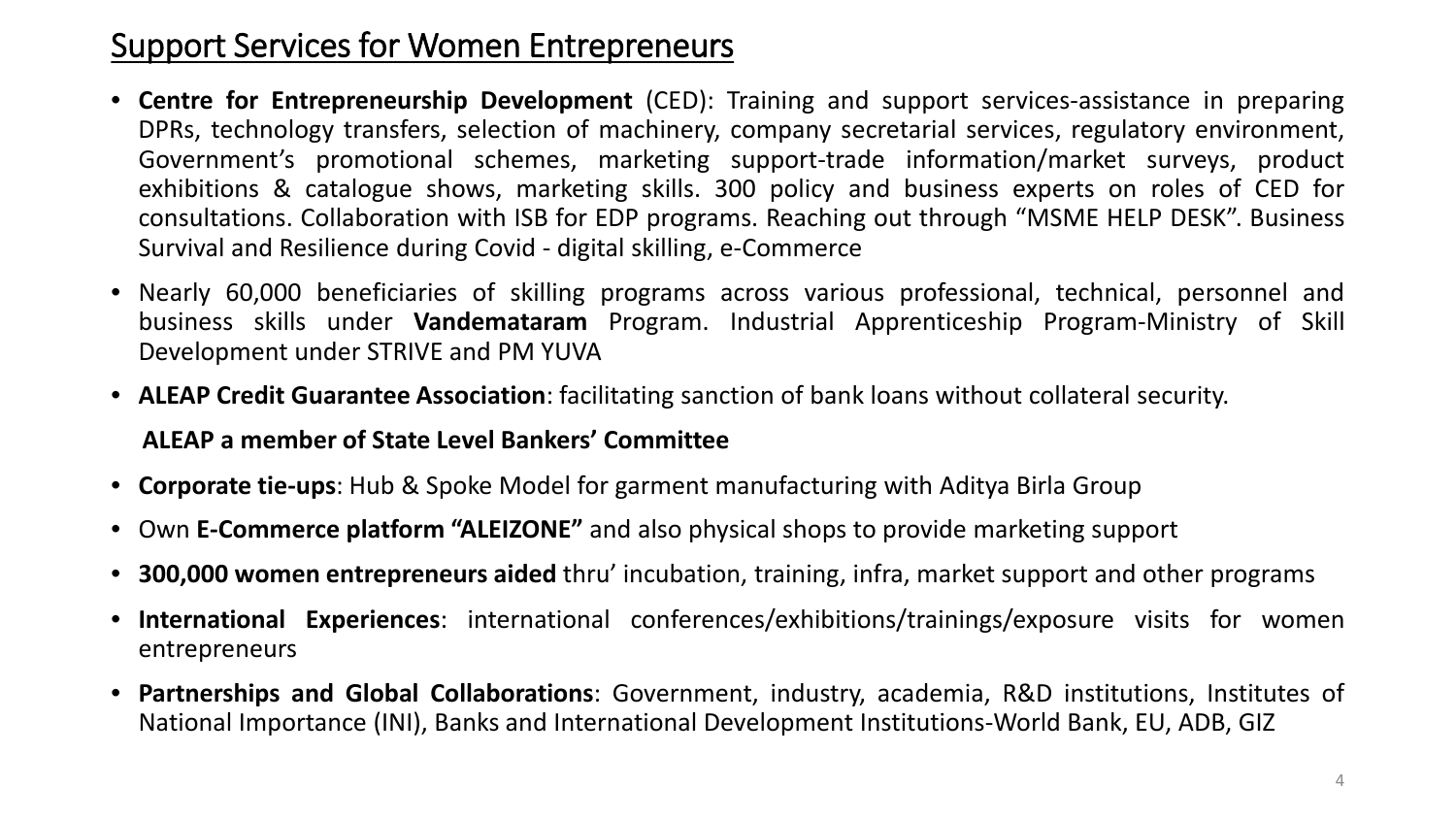## Support Services for Women Entrepreneurs

- **Centre for Entrepreneurship Development** (CED): Training and support services-assistance in preparing DPRs, technology transfers, selection of machinery, company secretarial services, regulatory environment, Government's promotional schemes, marketing support-trade information/market surveys, product exhibitions & catalogue shows, marketing skills. 300 policy and business experts on roles of CED for consultations. Collaboration with ISB for EDP programs. Reaching out through "MSME HELP DESK". Business Survival and Resilience during Covid - digital skilling, e-Commerce
- Nearly 60,000 beneficiaries of skilling programs across various professional, technical, personnel and business skills under **Vandemataram** Program. Industrial Apprenticeship Program-Ministry of Skill Development under STRIVE and PM YUVA
- **ALEAP Credit Guarantee Association**: facilitating sanction of bank loans without collateral security.

  **ALEAP a member of State Level Bankers' Committee**
- **Corporate tie-ups**: Hub & Spoke Model for garment manufacturing with Aditya Birla Group
- Own **E-Commerce platform "ALEIZONE"** and also physical shops to provide marketing support
- **300,000 women entrepreneurs aided** thru' incubation, training, infra, market support and other programs
- **International Experiences**: international conferences/exhibitions/trainings/exposure visits for women entrepreneurs
- **Partnerships and Global Collaborations**: Government, industry, academia, R&D institutions, Institutes of National Importance (INI), Banks and International Development Institutions-World Bank, EU, ADB, GIZ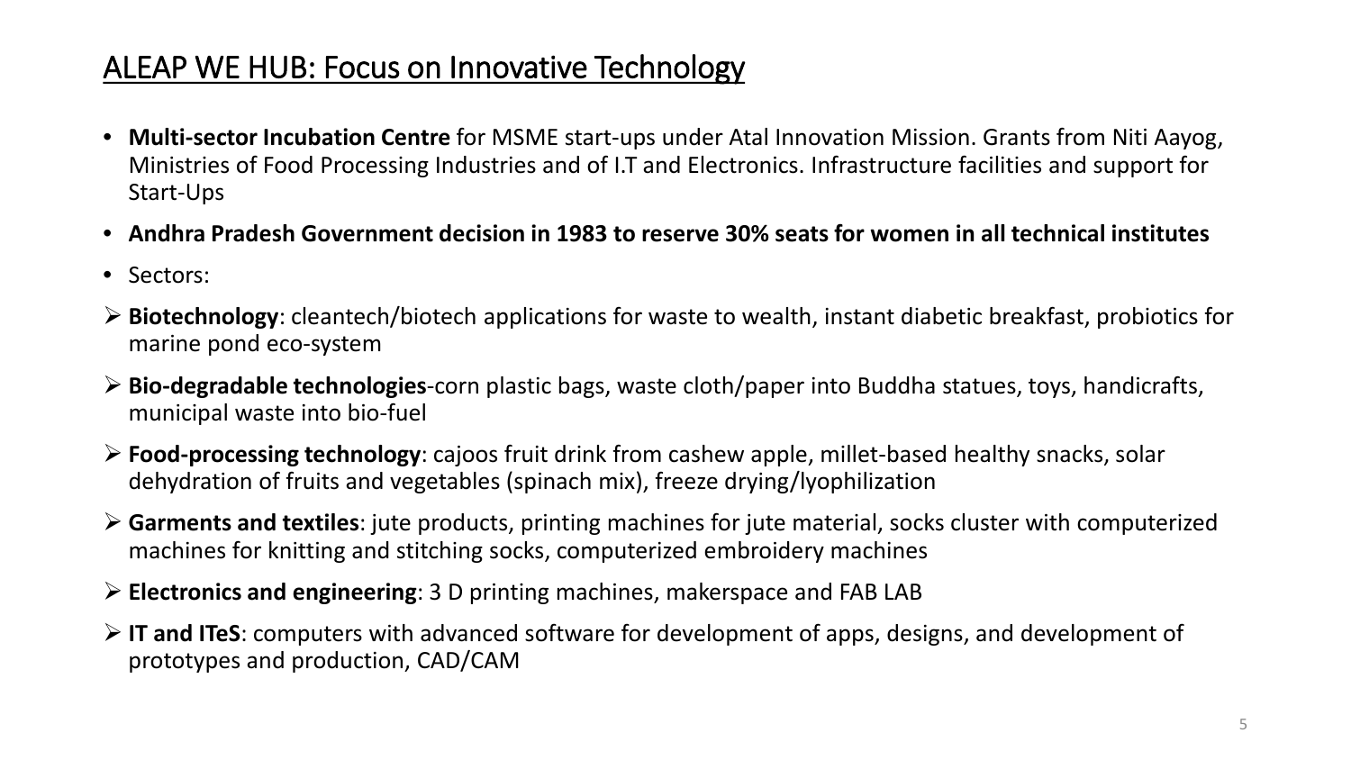## ALEAP WE HUB: Focus on Innovative Technology

- **Multi-sector Incubation Centre** for MSME start-ups under Atal Innovation Mission. Grants from Niti Aayog, Ministries of Food Processing Industries and of I.T and Electronics. Infrastructure facilities and support for Start-Ups
- **Andhra Pradesh Government decision in 1983 to reserve 30% seats for women in all technical institutes**
- Sectors:

- **Biotechnology**: cleantech/biotech applications for waste to wealth, instant diabetic breakfast, probiotics for marine pond eco-system
- **Bio-degradable technologies**-corn plastic bags, waste cloth/paper into Buddha statues, toys, handicrafts, municipal waste into bio-fuel
- **Food-processing technology**: cajoos fruit drink from cashew apple, millet-based healthy snacks, solar dehydration of fruits and vegetables (spinach mix), freeze drying/lyophilization
- **Garments and textiles**: jute products, printing machines for jute material, socks cluster with computerized machines for knitting and stitching socks, computerized embroidery machines
- **Electronics and engineering**: 3 D printing machines, makerspace and FAB LAB
- **IT and ITeS**: computers with advanced software for development of apps, designs, and development of prototypes and production, CAD/CAM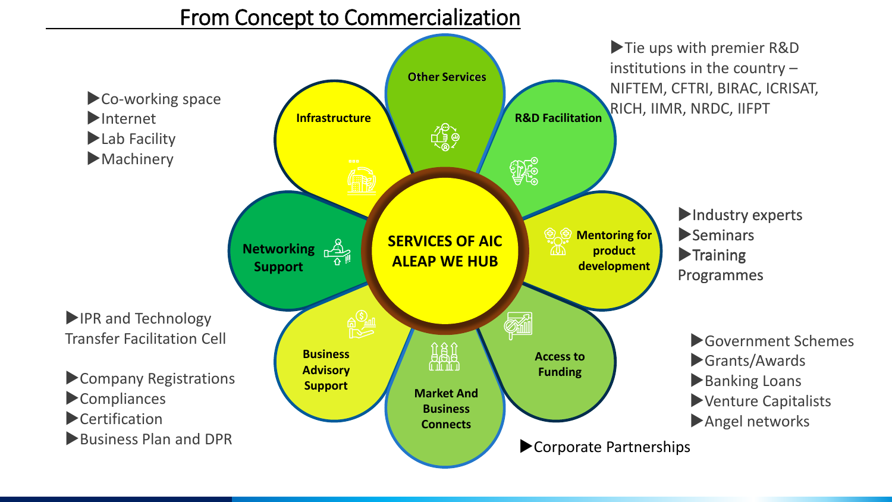# From Concept to Commercialization

## SERVICES OF AIC ALEAP WE HUB

### Infrastructure
- Co-working space
- Internet
- Lab Facility
- Machinery

### Other Services

### R&D Facilitation
- Tie ups with premier R&D institutions in the country – NIFTEM, CFTRI, BIRAC, ICRISAT, RICH, IIMR, NRDC, IIFPT

### Mentoring for product development
- Industry experts
- Seminars
- Training Programmes

### Access to Funding
- Government Schemes
- Grants/Awards
- Banking Loans
- Venture Capitalists
- Angel networks

### Market And Business Connects
- Corporate Partnerships

### Business Advisory Support
- IPR and Technology Transfer Facilitation Cell
- Company Registrations
- Compliances
- Certification
- Business Plan and DPR

### Networking Support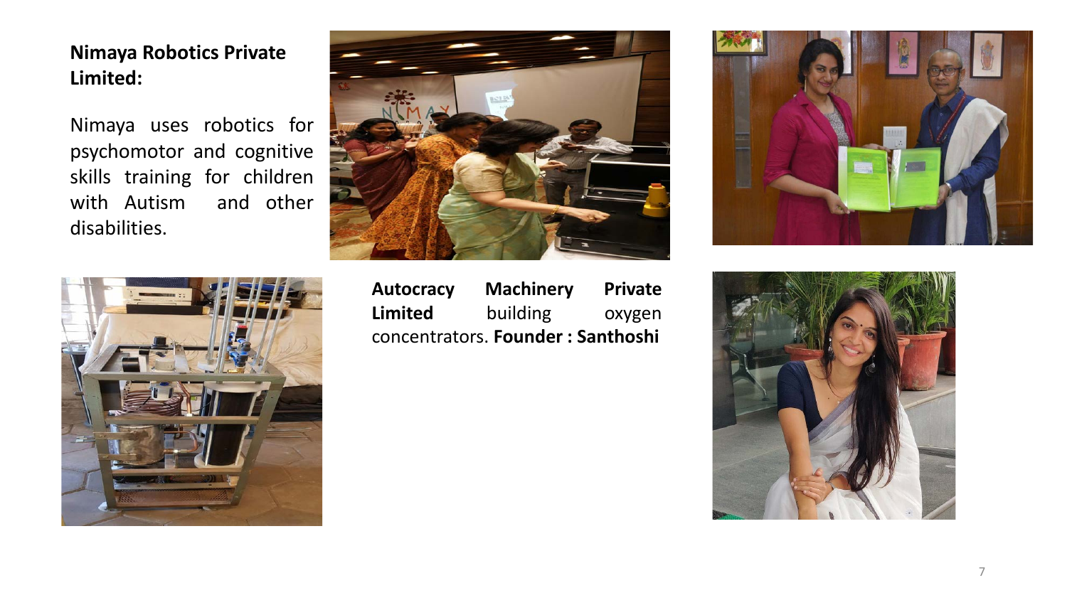**Nimaya Robotics Private Limited:**

Nimaya uses robotics for psychomotor and cognitive skills training for children with Autism and other disabilities.

**Autocracy Machinery Private Limited** building oxygen concentrators. **Founder : Santhoshi**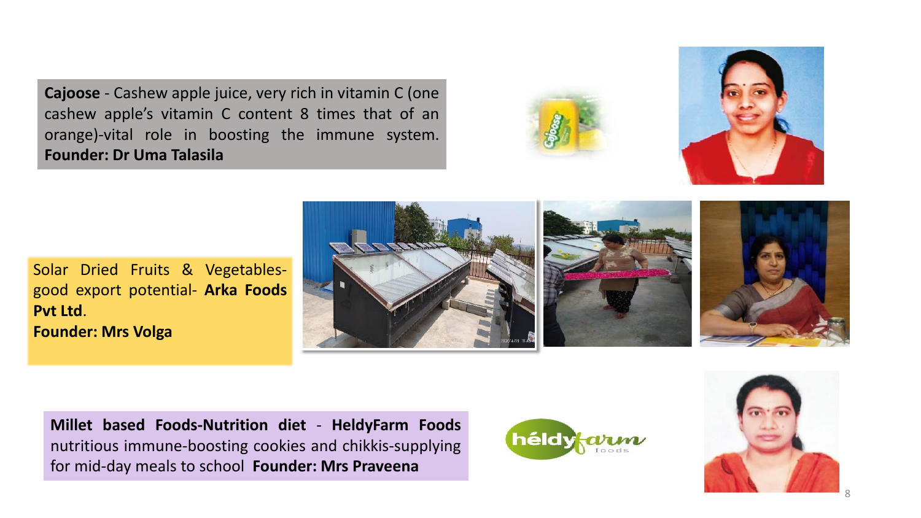**Cajoose** - Cashew apple juice, very rich in vitamin C (one cashew apple's vitamin C content 8 times that of an orange)-vital role in boosting the immune system. **Founder: Dr Uma Talasila**

Solar Dried Fruits & Vegetables- good export potential- **Arka Foods Pvt Ltd**.
**Founder: Mrs Volga**

**Millet based Foods-Nutrition diet** - **HeldyFarm Foods** nutritious immune-boosting cookies and chikkis-supplying for mid-day meals to school **Founder: Mrs Praveena**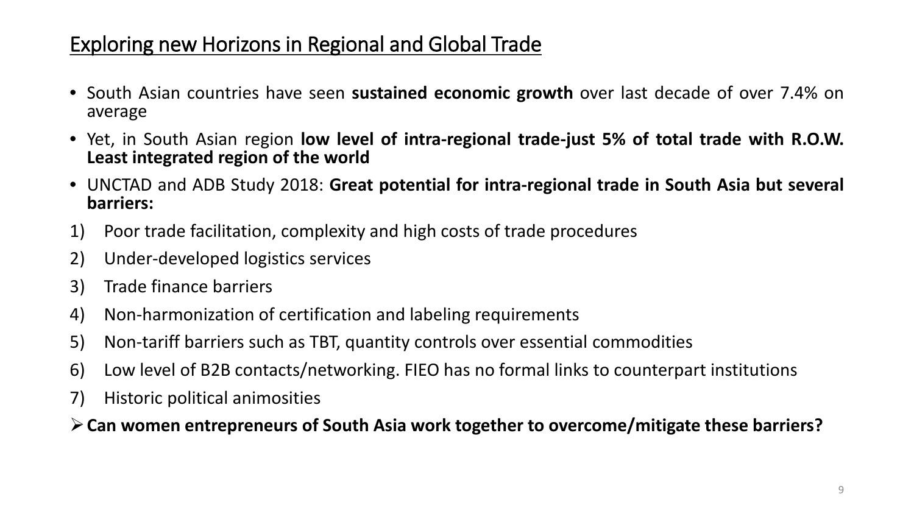## Exploring new Horizons in Regional and Global Trade

- South Asian countries have seen **sustained economic growth** over last decade of over 7.4% on average
- Yet, in South Asian region **low level of intra-regional trade-just 5% of total trade with R.O.W. Least integrated region of the world**
- UNCTAD and ADB Study 2018: **Great potential for intra-regional trade in South Asia but several barriers:**

1) Poor trade facilitation, complexity and high costs of trade procedures
2) Under-developed logistics services
3) Trade finance barriers
4) Non-harmonization of certification and labeling requirements
5) Non-tariff barriers such as TBT, quantity controls over essential commodities
6) Low level of B2B contacts/networking. FIEO has no formal links to counterpart institutions
7) Historic political animosities

➢ **Can women entrepreneurs of South Asia work together to overcome/mitigate these barriers?**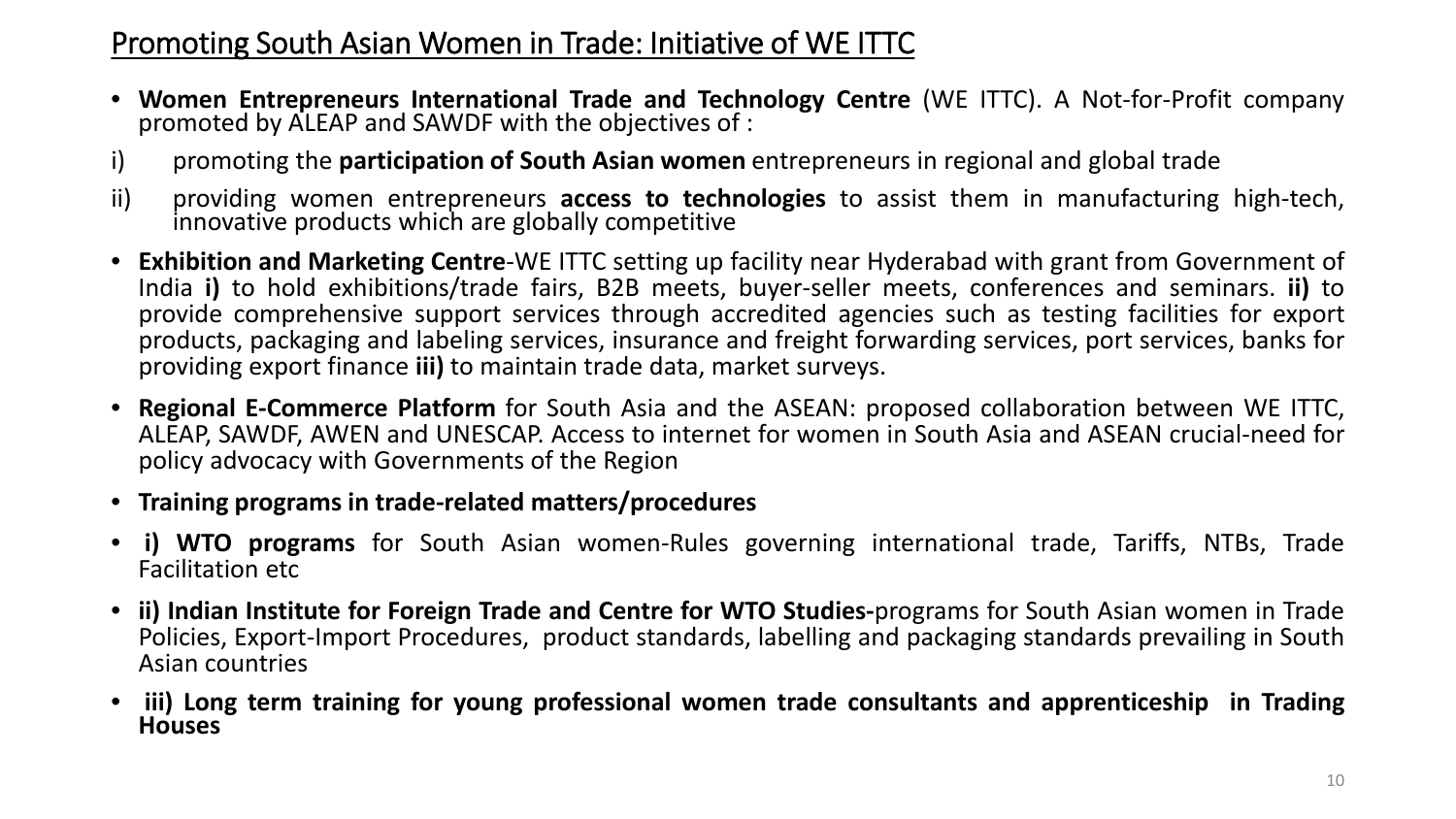## Promoting South Asian Women in Trade: Initiative of WE ITTC

- **Women Entrepreneurs International Trade and Technology Centre** (WE ITTC). A Not-for-Profit company promoted by ALEAP and SAWDF with the objectives of :

i) promoting the **participation of South Asian women** entrepreneurs in regional and global trade

ii) providing women entrepreneurs **access to technologies** to assist them in manufacturing high-tech, innovative products which are globally competitive

- **Exhibition and Marketing Centre**-WE ITTC setting up facility near Hyderabad with grant from Government of India **i)** to hold exhibitions/trade fairs, B2B meets, buyer-seller meets, conferences and seminars. **ii)** to provide comprehensive support services through accredited agencies such as testing facilities for export products, packaging and labeling services, insurance and freight forwarding services, port services, banks for providing export finance **iii)** to maintain trade data, market surveys.
- **Regional E-Commerce Platform** for South Asia and the ASEAN: proposed collaboration between WE ITTC, ALEAP, SAWDF, AWEN and UNESCAP. Access to internet for women in South Asia and ASEAN crucial-need for policy advocacy with Governments of the Region
- **Training programs in trade-related matters/procedures**
- **i) WTO programs** for South Asian women-Rules governing international trade, Tariffs, NTBs, Trade Facilitation etc
- **ii) Indian Institute for Foreign Trade and Centre for WTO Studies-**programs for South Asian women in Trade Policies, Export-Import Procedures, product standards, labelling and packaging standards prevailing in South Asian countries
- **iii) Long term training for young professional women trade consultants and apprenticeship in Trading Houses**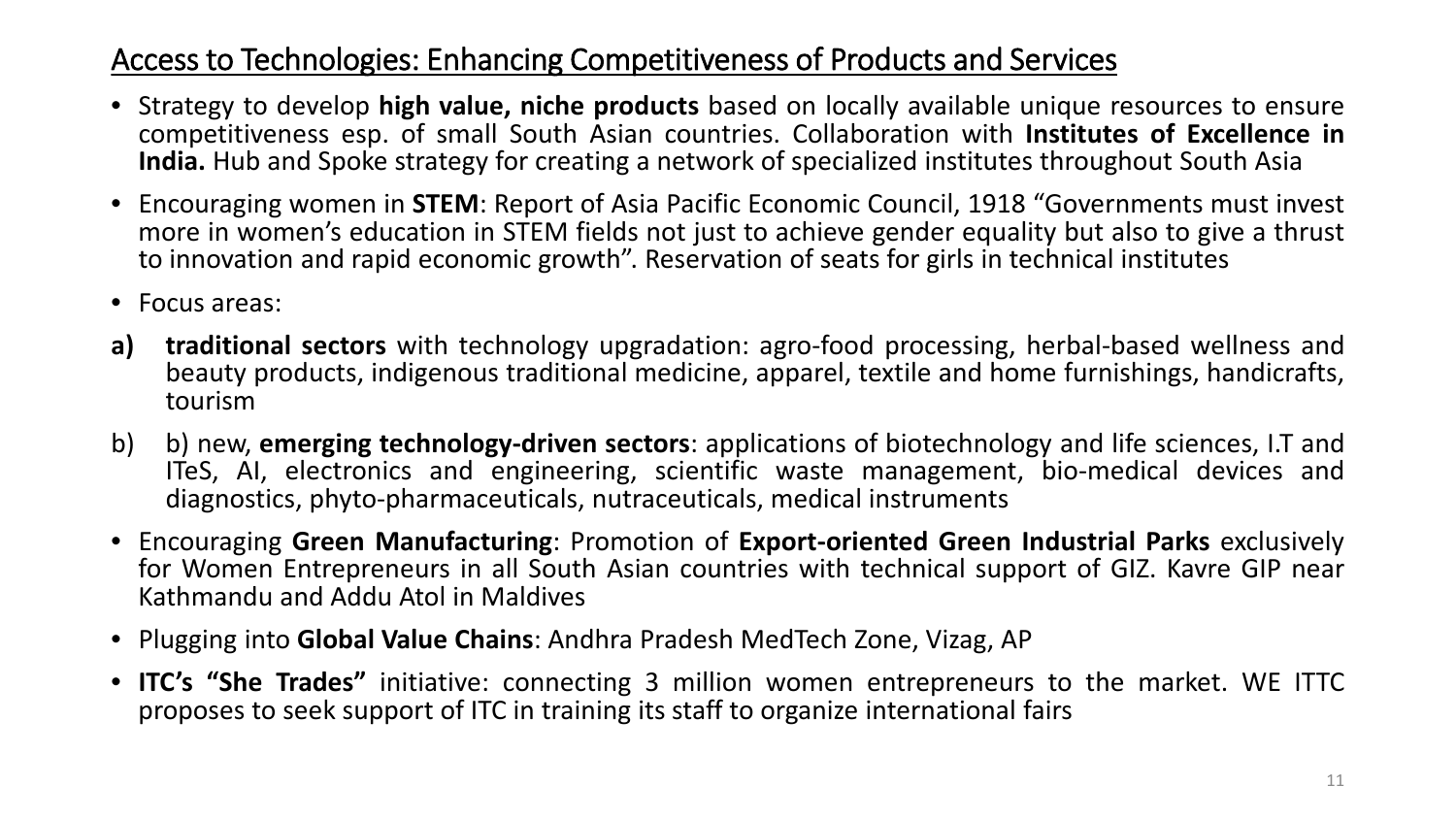## Access to Technologies: Enhancing Competitiveness of Products and Services

- Strategy to develop **high value, niche products** based on locally available unique resources to ensure competitiveness esp. of small South Asian countries. Collaboration with **Institutes of Excellence in India.** Hub and Spoke strategy for creating a network of specialized institutes throughout South Asia
- Encouraging women in **STEM**: Report of Asia Pacific Economic Council, 1918 "Governments must invest more in women's education in STEM fields not just to achieve gender equality but also to give a thrust to innovation and rapid economic growth". Reservation of seats for girls in technical institutes
- Focus areas:

**a)** **traditional sectors** with technology upgradation: agro-food processing, herbal-based wellness and beauty products, indigenous traditional medicine, apparel, textile and home furnishings, handicrafts, tourism

b) b) new, **emerging technology-driven sectors**: applications of biotechnology and life sciences, I.T and ITeS, AI, electronics and engineering, scientific waste management, bio-medical devices and diagnostics, phyto-pharmaceuticals, nutraceuticals, medical instruments

- Encouraging **Green Manufacturing**: Promotion of **Export-oriented Green Industrial Parks** exclusively for Women Entrepreneurs in all South Asian countries with technical support of GIZ. Kavre GIP near Kathmandu and Addu Atol in Maldives
- Plugging into **Global Value Chains**: Andhra Pradesh MedTech Zone, Vizag, AP
- **ITC's "She Trades"** initiative: connecting 3 million women entrepreneurs to the market. WE ITTC proposes to seek support of ITC in training its staff to organize international fairs